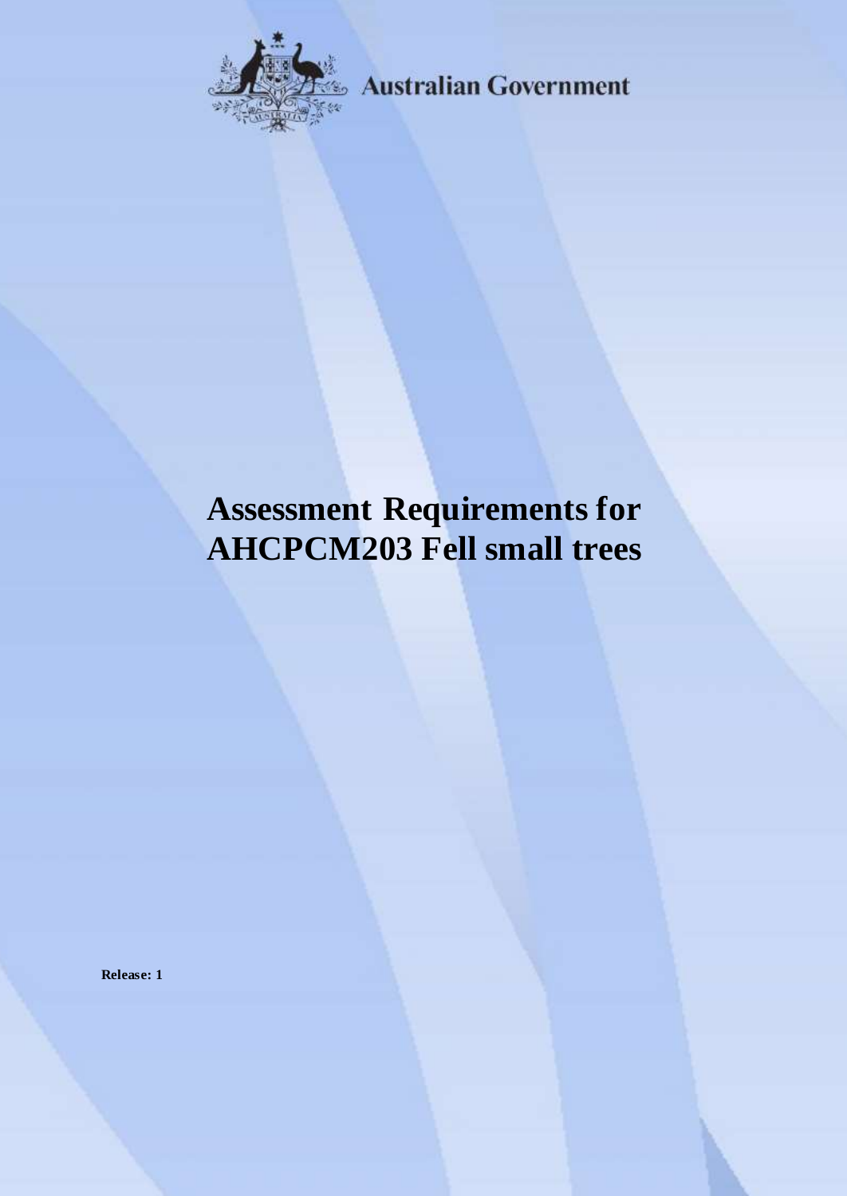Australian Government

# Assessment Requirements for AHCPCM203 Fell small trees

**Release: 1**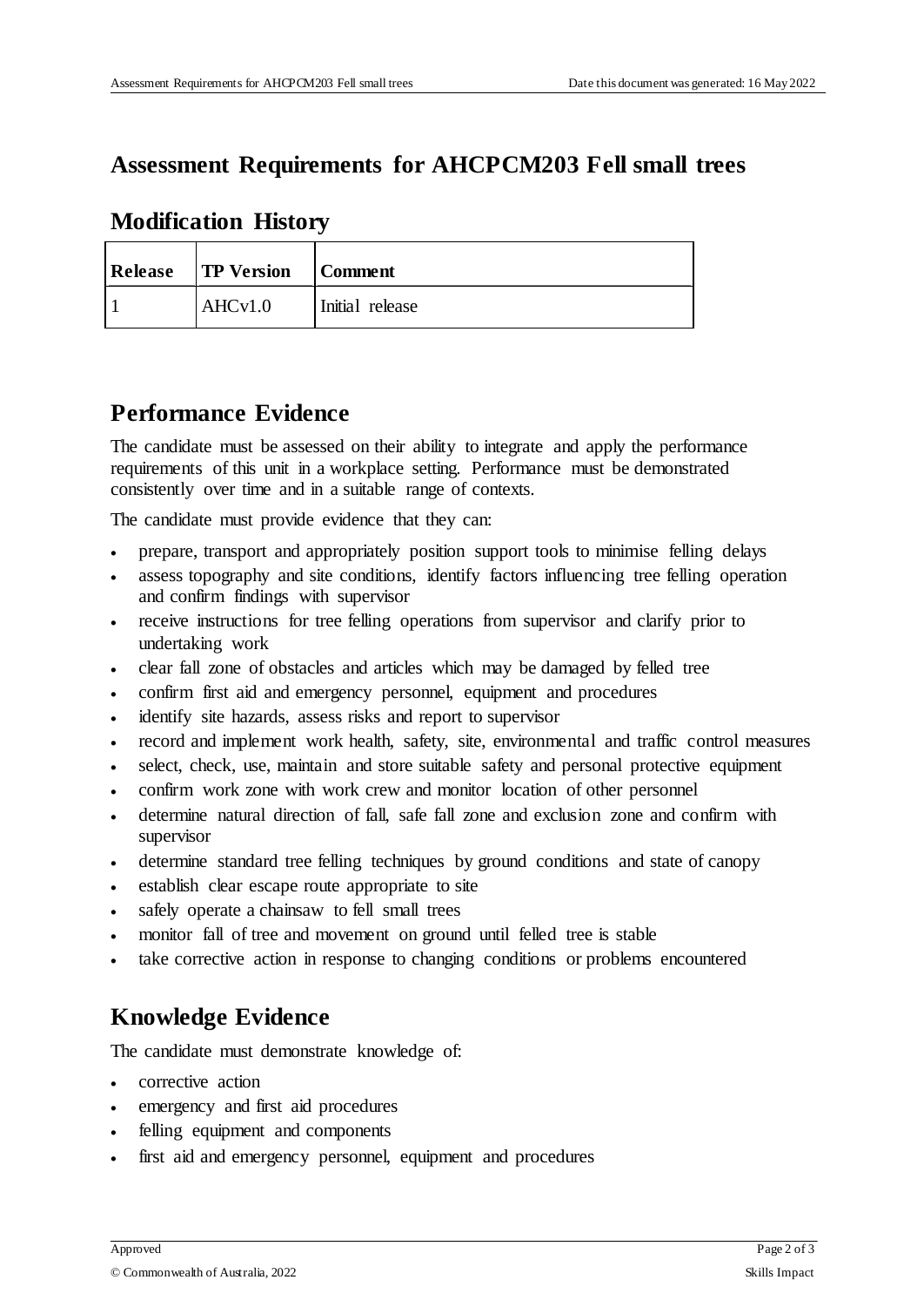# Assessment Requirements for AHCPCM203 Fell small trees

## Modification History

| Release | TP Version | Comment |
|---|---|---|
| 1 | AHCv1.0 | Initial release |

## Performance Evidence

The candidate must be assessed on their ability to integrate and apply the performance requirements of this unit in a workplace setting. Performance must be demonstrated consistently over time and in a suitable range of contexts.

The candidate must provide evidence that they can:

- prepare, transport and appropriately position support tools to minimise felling delays
- assess topography and site conditions, identify factors influencing tree felling operation and confirm findings with supervisor
- receive instructions for tree felling operations from supervisor and clarify prior to undertaking work
- clear fall zone of obstacles and articles which may be damaged by felled tree
- confirm first aid and emergency personnel, equipment and procedures
- identify site hazards, assess risks and report to supervisor
- record and implement work health, safety, site, environmental and traffic control measures
- select, check, use, maintain and store suitable safety and personal protective equipment
- confirm work zone with work crew and monitor location of other personnel
- determine natural direction of fall, safe fall zone and exclusion zone and confirm with supervisor
- determine standard tree felling techniques by ground conditions and state of canopy
- establish clear escape route appropriate to site
- safely operate a chainsaw to fell small trees
- monitor fall of tree and movement on ground until felled tree is stable
- take corrective action in response to changing conditions or problems encountered

## Knowledge Evidence

The candidate must demonstrate knowledge of:

- corrective action
- emergency and first aid procedures
- felling equipment and components
- first aid and emergency personnel, equipment and procedures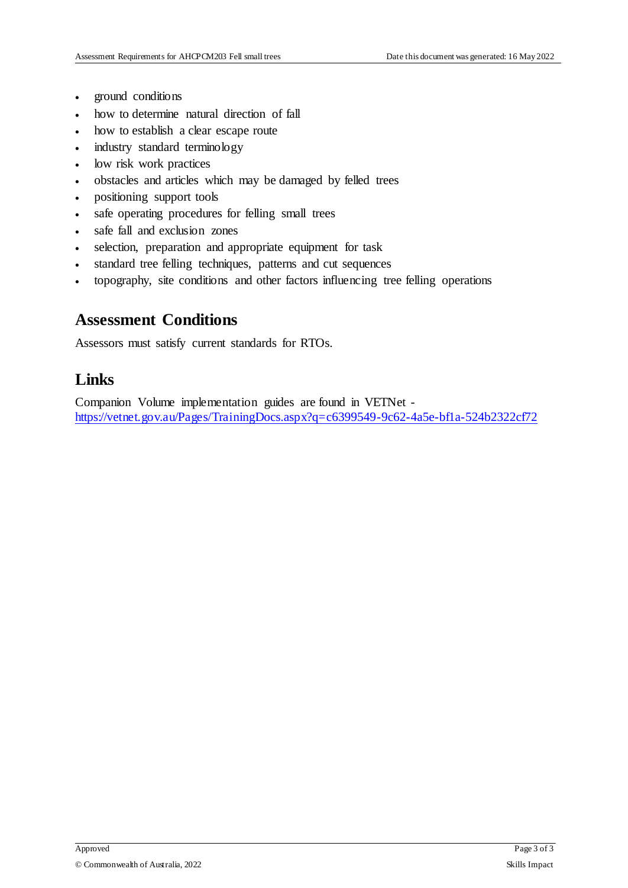- ground conditions
- how to determine natural direction of fall
- how to establish a clear escape route
- industry standard terminology
- low risk work practices
- obstacles and articles which may be damaged by felled trees
- positioning support tools
- safe operating procedures for felling small trees
- safe fall and exclusion zones
- selection, preparation and appropriate equipment for task
- standard tree felling techniques, patterns and cut sequences
- topography, site conditions and other factors influencing tree felling operations

## Assessment Conditions

Assessors must satisfy current standards for RTOs.

## Links

Companion Volume implementation guides are found in VETNet - https://vetnet.gov.au/Pages/TrainingDocs.aspx?q=c6399549-9c62-4a5e-bf1a-524b2322cf72